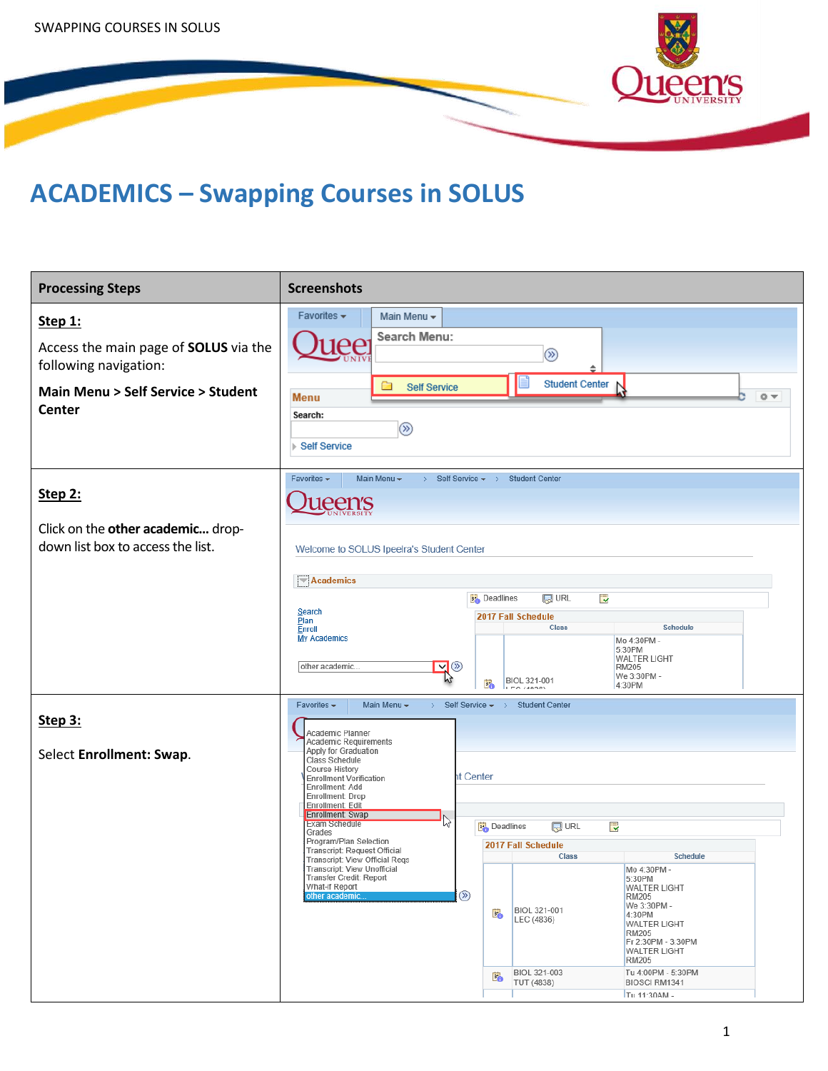# ACADEMICS – Swapping Courses in SOLUS

| Processing Steps | Screenshots |
|---|---|
| **Step 1:**<br><br>Access the main page of **SOLUS** via the following navigation:<br><br>**Main Menu > Self Service > Student Center** | |
| **Step 2:**<br><br>Click on the **other academic...** drop-down list box to access the list. | |
| **Step 3:**<br><br>Select **Enrollment: Swap**. | |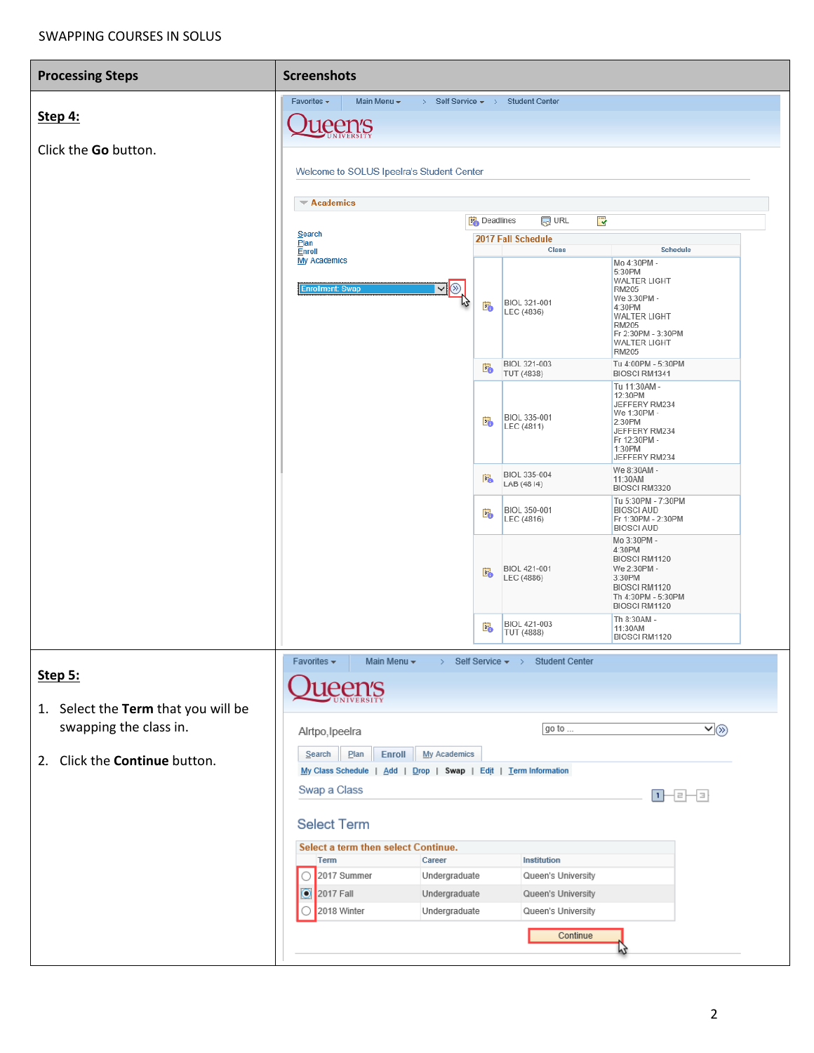| Processing Steps | Screenshots |
|---|---|
| **Step 4:**<br><br>Click the **Go** button. | Favorites ▾ Main Menu ▾ > Self Service ▾ > Student Center<br>Queen's University<br>Welcome to SOLUS Ipeelra's Student Center<br>Academics<br>Search<br>Plan<br>Enroll<br>My Academics<br>Enrollment: Swap<br>Deadlines URL<br>2017 Fall Schedule<br>Class / Schedule<br>BIOL 321-001 LEC (4836) — Mo 4:30PM - 5:30PM WALTER LIGHT RM205, We 3:30PM - 4:30PM WALTER LIGHT RM205, Fr 2:30PM - 3:30PM WALTER LIGHT RM205<br>BIOL 321-003 TUT (4838) — Tu 4:00PM - 5:30PM BIOSCI RM1341<br>BIOL 335-001 LEC (4811) — Tu 11:30AM - 12:30PM JEFFERY RM234, We 1:30PM - 2:30PM JEFFERY RM234, Fr 12:30PM - 1:30PM JEFFERY RM234<br>BIOL 335-004 LAB (4814) — We 8:30AM - 11:30AM BIOSCI RM3320<br>BIOL 350-001 LEC (4816) — Tu 5:30PM - 7:30PM BIOSCI AUD, Fr 1:30PM - 2:30PM BIOSCI AUD<br>BIOL 421-001 LEC (4886) — Mo 3:30PM - 4:30PM BIOSCI RM1120, We 2:30PM - 3:30PM BIOSCI RM1120, Th 4:30PM - 5:30PM BIOSCI RM1120<br>BIOL 421-003 TUT (4888) — Th 8:30AM - 11:30AM BIOSCI RM1120 |
| **Step 5:**<br><br>1. Select the **Term** that you will be swapping the class in.<br><br>2. Click the **Continue** button. | Favorites ▾ Main Menu ▾ > Self Service ▾ > Student Center<br>Queen's University<br>Alrtpo,Ipeelra<br>go to ...<br>Search Plan Enroll My Academics<br>My Class Schedule \| Add \| Drop \| Swap \| Edit \| Term Information<br>Swap a Class<br>1 - 2 - 3<br>Select Term<br>Select a term then select Continue.<br>Term / Career / Institution<br>2017 Summer — Undergraduate — Queen's University<br>2017 Fall — Undergraduate — Queen's University<br>2018 Winter — Undergraduate — Queen's University<br>Continue |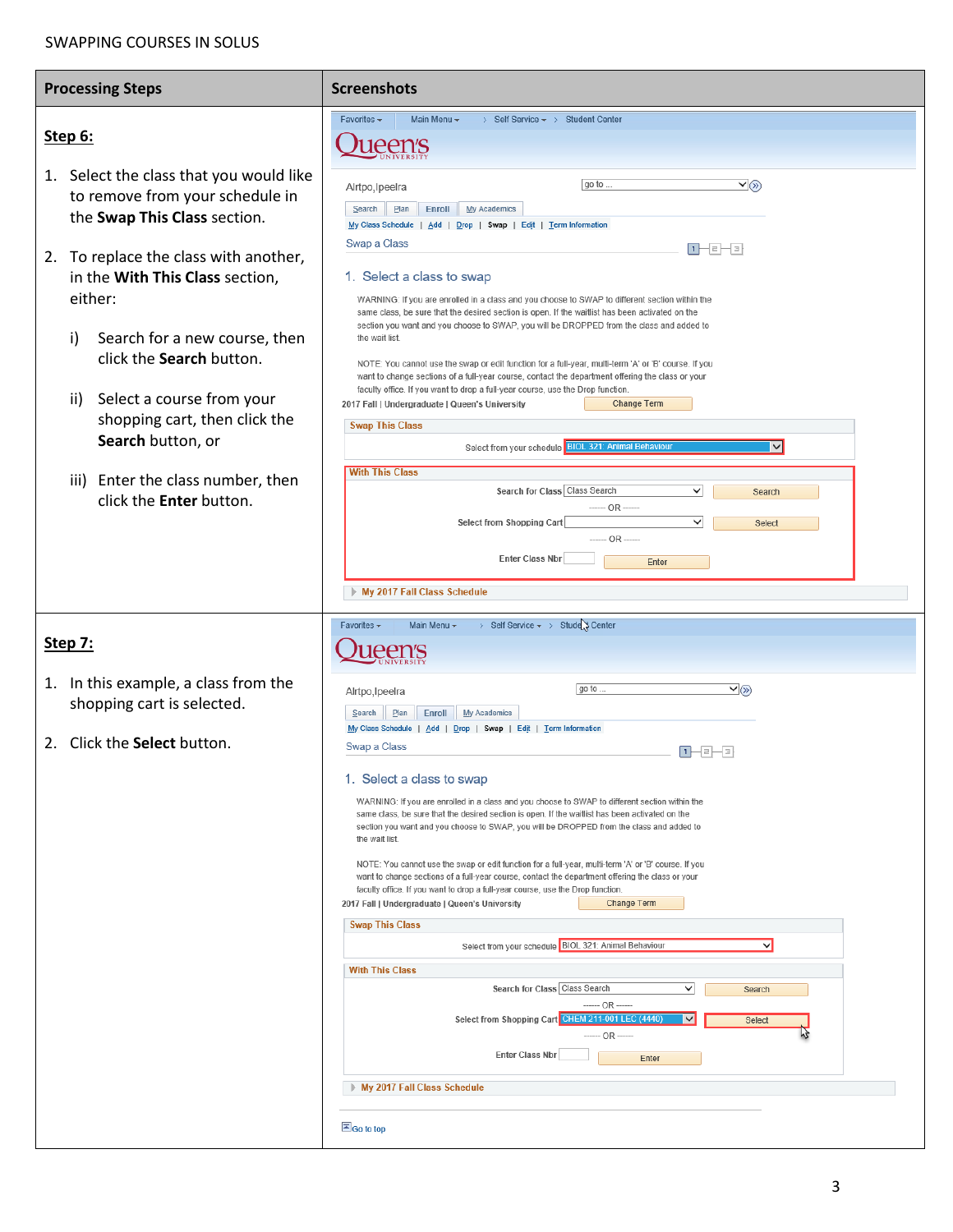| Processing Steps | Screenshots |
|---|---|
| **Step 6:**<br><br>1. Select the class that you would like to remove from your schedule in the **Swap This Class** section.<br><br>2. To replace the class with another, in the **With This Class** section, either:<br><br>i) Search for a new course, then click the **Search** button.<br><br>ii) Select a course from your shopping cart, then click the **Search** button, or<br><br>iii) Enter the class number, then click the **Enter** button. | |
| **Step 7:**<br><br>1. In this example, a class from the shopping cart is selected.<br><br>2. Click the **Select** button. | |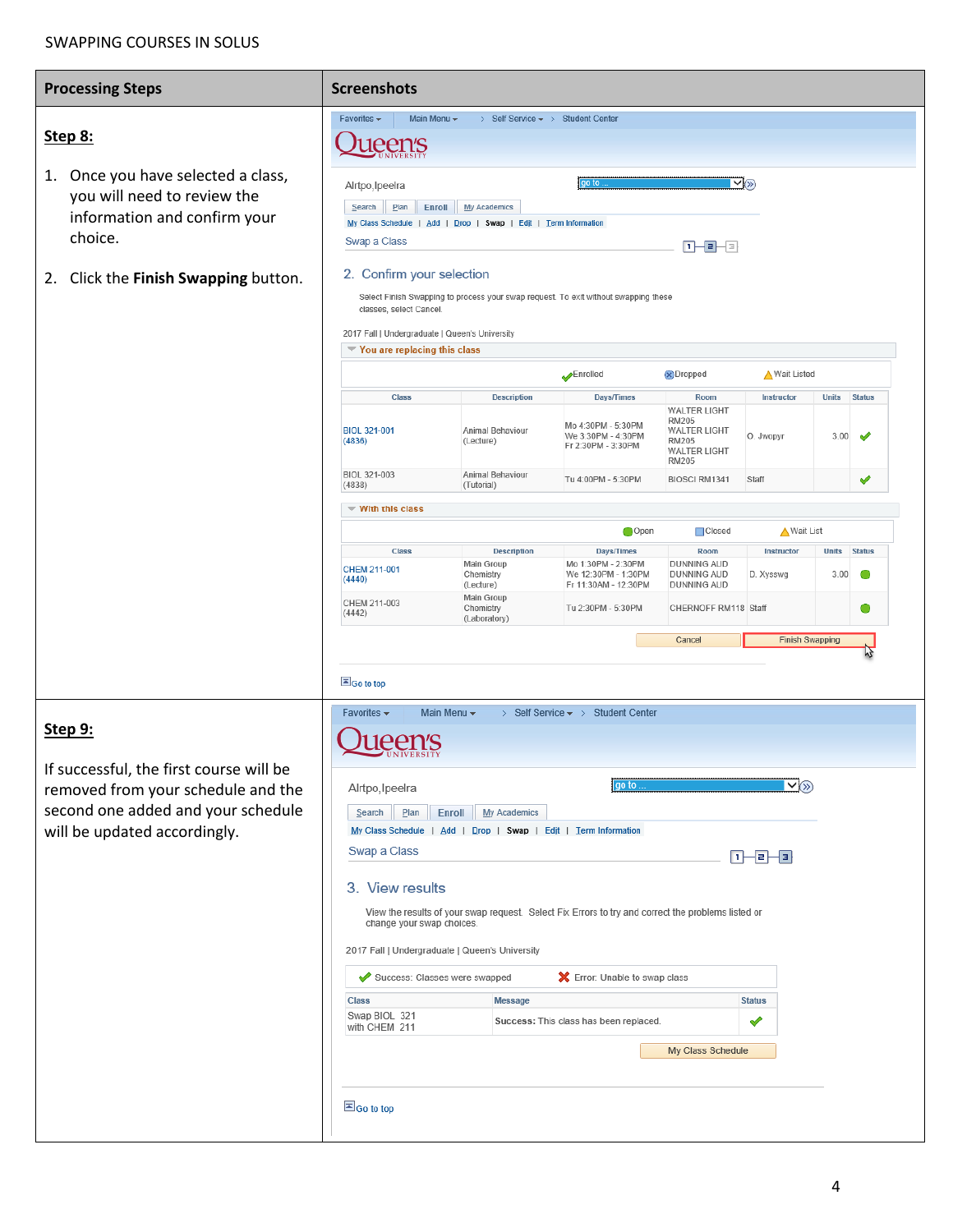SWAPPING COURSES IN SOLUS

| Processing Steps | Screenshots |
|---|---|
| **Step 8:**<br><br>1. Once you have selected a class, you will need to review the information and confirm your choice.<br><br>2. Click the **Finish Swapping** button. | |
| **Step 9:**<br><br>If successful, the first course will be removed from your schedule and the second one added and your schedule will be updated accordingly. | |